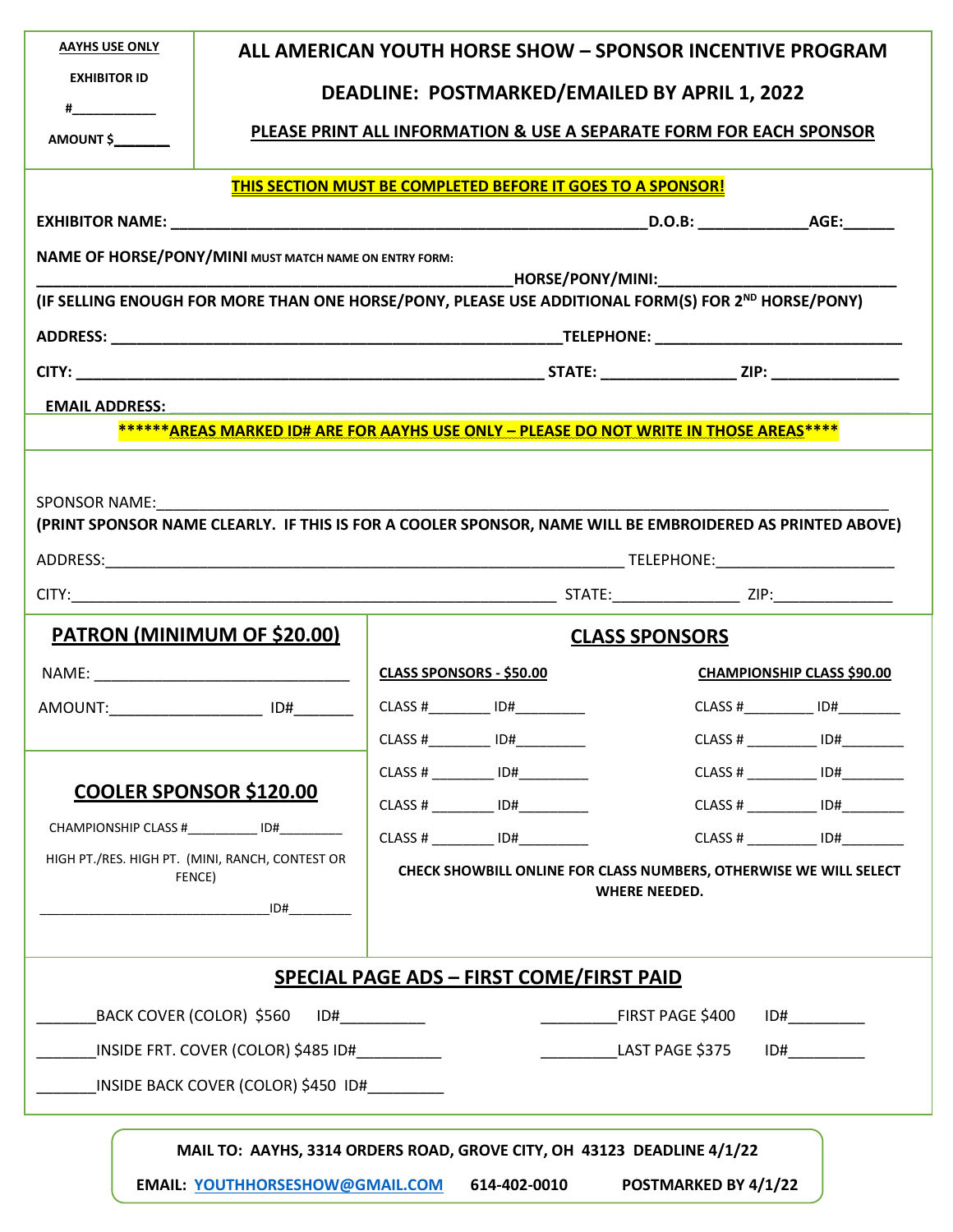**AAYHS USE ONLY**

**EXHIBITOR ID**

**#___________**

**AMOUNT $_______**

# ALL AMERICAN YOUTH HORSE SHOW – SPONSOR INCENTIVE PROGRAM

## DEADLINE: POSTMARKED/EMAILED BY APRIL 1, 2022

**PLEASE PRINT ALL INFORMATION & USE A SEPARATE FORM FOR EACH SPONSOR**

**THIS SECTION MUST BE COMPLETED BEFORE IT GOES TO A SPONSOR!**

**EXHIBITOR NAME:** ________________________________________________________**D.O.B:** ____________**AGE:**______

**NAME OF HORSE/PONY/MINI** MUST MATCH NAME ON ENTRY FORM:

_____________________________________________________**HORSE/PONY/MINI:**__________________________

**(IF SELLING ENOUGH FOR MORE THAN ONE HORSE/PONY, PLEASE USE ADDITIONAL FORM(S) FOR 2ND HORSE/PONY)**

**ADDRESS:** ___________________________________________________**TELEPHONE:** ____________________________

**CITY:** _______________________________________________________ **STATE:** _______________ **ZIP:** ______________

**EMAIL ADDRESS:**

**\*\*\*\*\*\*AREAS MARKED ID# ARE FOR AAYHS USE ONLY – PLEASE DO NOT WRITE IN THOSE AREAS\*\*\*\***

SPONSOR NAME:_________________________________________________________________________________

**(PRINT SPONSOR NAME CLEARLY. IF THIS IS FOR A COOLER SPONSOR, NAME WILL BE EMBROIDERED AS PRINTED ABOVE)**

ADDRESS:____________________________________________________________ TELEPHONE:_____________________

CITY:_______________________________________________________ STATE:_______________ ZIP:______________

## PATRON (MINIMUM OF $20.00)

NAME: _____________________________

AMOUNT:_________________ ID#_______

## COOLER SPONSOR $120.00

CHAMPIONSHIP CLASS #__________ ID#_________

HIGH PT./RES. HIGH PT. (MINI, RANCH, CONTEST OR FENCE)

______________________________ID#________

## CLASS SPONSORS

| CLASS SPONSORS - $50.00 | CHAMPIONSHIP CLASS $90.00 |
|---|---|
| CLASS #________ ID#_________ | CLASS #_________ ID#________ |
| CLASS #________ ID#_________ | CLASS # _________ ID#________ |
| CLASS # ________ ID#_________ | CLASS # _________ ID#________ |
| CLASS # ________ ID#_________ | CLASS # _________ ID#________ |
| CLASS # ________ ID#_________ | CLASS # _________ ID#________ |

**CHECK SHOWBILL ONLINE FOR CLASS NUMBERS, OTHERWISE WE WILL SELECT WHERE NEEDED.**

## SPECIAL PAGE ADS – FIRST COME/FIRST PAID

_______BACK COVER (COLOR) $560 ID#__________

_______INSIDE FRT. COVER (COLOR) $485 ID#__________

_______INSIDE BACK COVER (COLOR) $450 ID#_________

_________FIRST PAGE $400 ID#_________

_________LAST PAGE $375 ID#_________

**MAIL TO: AAYHS, 3314 ORDERS ROAD, GROVE CITY, OH 43123 DEADLINE 4/1/22**

**EMAIL: YOUTHHORSESHOW@GMAIL.COM 614-402-0010 POSTMARKED BY 4/1/22**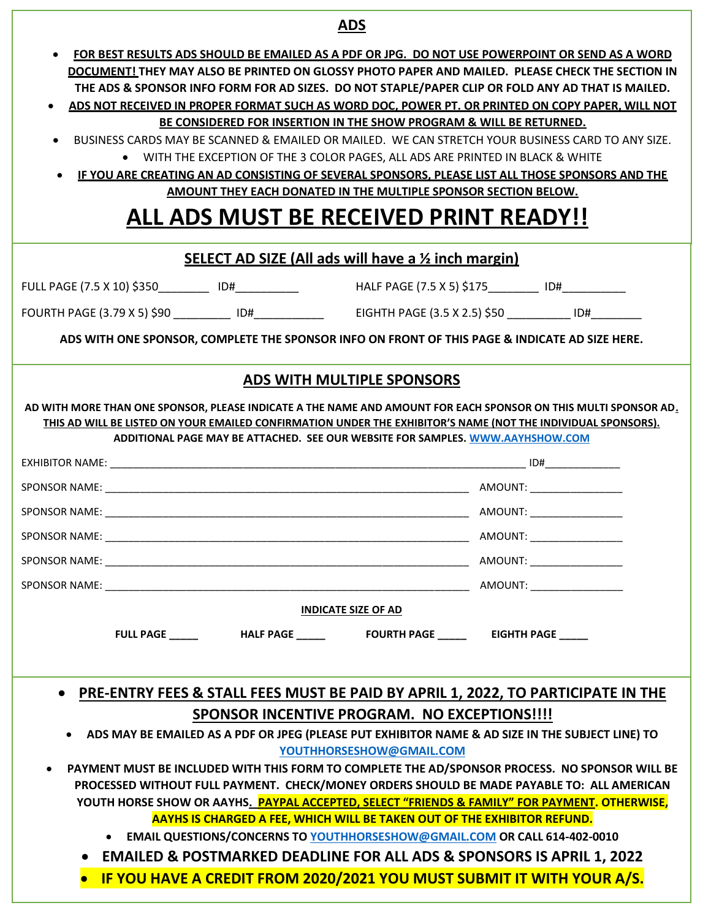## ADS

- **FOR BEST RESULTS ADS SHOULD BE EMAILED AS A PDF OR JPG. DO NOT USE POWERPOINT OR SEND AS A WORD DOCUMENT! THEY MAY ALSO BE PRINTED ON GLOSSY PHOTO PAPER AND MAILED. PLEASE CHECK THE SECTION IN THE ADS & SPONSOR INFO FORM FOR AD SIZES. DO NOT STAPLE/PAPER CLIP OR FOLD ANY AD THAT IS MAILED.**
- **ADS NOT RECEIVED IN PROPER FORMAT SUCH AS WORD DOC, POWER PT. OR PRINTED ON COPY PAPER, WILL NOT BE CONSIDERED FOR INSERTION IN THE SHOW PROGRAM & WILL BE RETURNED.**
- BUSINESS CARDS MAY BE SCANNED & EMAILED OR MAILED. WE CAN STRETCH YOUR BUSINESS CARD TO ANY SIZE.
- WITH THE EXCEPTION OF THE 3 COLOR PAGES, ALL ADS ARE PRINTED IN BLACK & WHITE
- **IF YOU ARE CREATING AN AD CONSISTING OF SEVERAL SPONSORS, PLEASE LIST ALL THOSE SPONSORS AND THE AMOUNT THEY EACH DONATED IN THE MULTIPLE SPONSOR SECTION BELOW.**

# ALL ADS MUST BE RECEIVED PRINT READY!!

## SELECT AD SIZE (All ads will have a ½ inch margin)

FULL PAGE (7.5 X 10) $350________ ID#__________ HALF PAGE (7.5 X 5) $175________ ID#__________

FOURTH PAGE (3.79 X 5) $90 _________ ID#___________ EIGHTH PAGE (3.5 X 2.5) $50 __________ ID#________

**ADS WITH ONE SPONSOR, COMPLETE THE SPONSOR INFO ON FRONT OF THIS PAGE & INDICATE AD SIZE HERE.**

## ADS WITH MULTIPLE SPONSORS

**AD WITH MORE THAN ONE SPONSOR, PLEASE INDICATE A THE NAME AND AMOUNT FOR EACH SPONSOR ON THIS MULTI SPONSOR AD. THIS AD WILL BE LISTED ON YOUR EMAILED CONFIRMATION UNDER THE EXHIBITOR'S NAME (NOT THE INDIVIDUAL SPONSORS). ADDITIONAL PAGE MAY BE ATTACHED. SEE OUR WEBSITE FOR SAMPLES. WWW.AAYHSHOW.COM**

EXHIBITOR NAME: ______________________________________________________________ ID#_____________

SPONSOR NAME: ____________________________________________________ AMOUNT: ________________

SPONSOR NAME: ____________________________________________________ AMOUNT: ________________

SPONSOR NAME: ____________________________________________________ AMOUNT: ________________

SPONSOR NAME: ____________________________________________________ AMOUNT: ________________

SPONSOR NAME: ____________________________________________________ AMOUNT: ________________

**INDICATE SIZE OF AD**

**FULL PAGE _____ HALF PAGE _____ FOURTH PAGE _____ EIGHTH PAGE _____**

- **PRE-ENTRY FEES & STALL FEES MUST BE PAID BY APRIL 1, 2022, TO PARTICIPATE IN THE SPONSOR INCENTIVE PROGRAM. NO EXCEPTIONS!!!!**
- **ADS MAY BE EMAILED AS A PDF OR JPEG (PLEASE PUT EXHIBITOR NAME & AD SIZE IN THE SUBJECT LINE) TO YOUTHHORSESHOW@GMAIL.COM**
- **PAYMENT MUST BE INCLUDED WITH THIS FORM TO COMPLETE THE AD/SPONSOR PROCESS. NO SPONSOR WILL BE PROCESSED WITHOUT FULL PAYMENT. CHECK/MONEY ORDERS SHOULD BE MADE PAYABLE TO: ALL AMERICAN YOUTH HORSE SHOW OR AAYHS. PAYPAL ACCEPTED, SELECT "FRIENDS & FAMILY" FOR PAYMENT. OTHERWISE, AAYHS IS CHARGED A FEE, WHICH WILL BE TAKEN OUT OF THE EXHIBITOR REFUND.**
- **EMAIL QUESTIONS/CONCERNS TO YOUTHHORSESHOW@GMAIL.COM OR CALL 614-402-0010**
- **EMAILED & POSTMARKED DEADLINE FOR ALL ADS & SPONSORS IS APRIL 1, 2022**
- **IF YOU HAVE A CREDIT FROM 2020/2021 YOU MUST SUBMIT IT WITH YOUR A/S.**